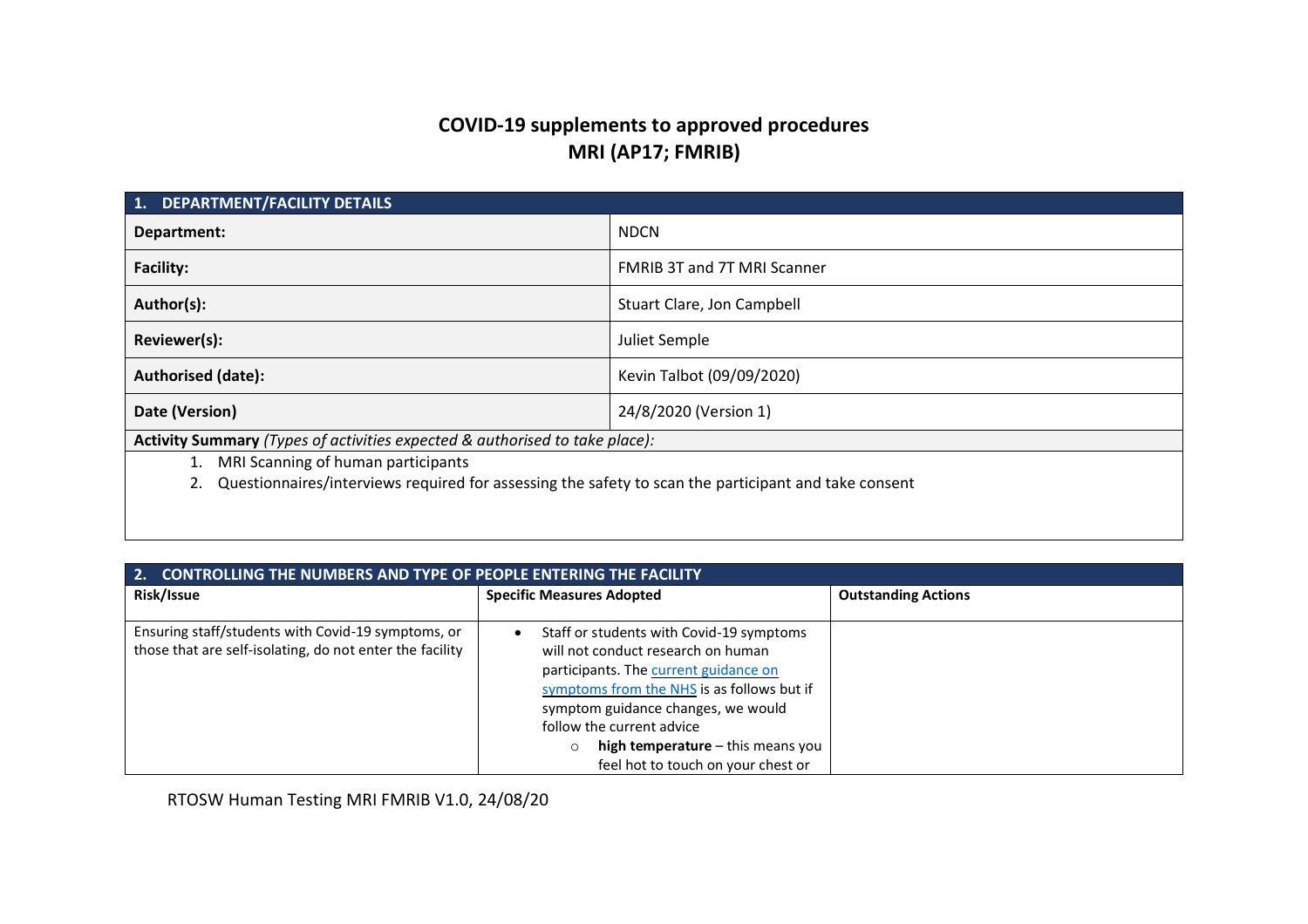# COVID-19 supplements to approved procedures
# MRI (AP17; FMRIB)

| 1. DEPARTMENT/FACILITY DETAILS | |
|---|---|
| **Department:** | NDCN |
| **Facility:** | FMRIB 3T and 7T MRI Scanner |
| **Author(s):** | Stuart Clare, Jon Campbell |
| **Reviewer(s):** | Juliet Semple |
| **Authorised (date):** | Kevin Talbot (09/09/2020) |
| **Date (Version)** | 24/8/2020 (Version 1) |

**Activity Summary** *(Types of activities expected & authorised to take place):*

1. MRI Scanning of human participants
2. Questionnaires/interviews required for assessing the safety to scan the participant and take consent

| 2. CONTROLLING THE NUMBERS AND TYPE OF PEOPLE ENTERING THE FACILITY | | |
|---|---|---|
| **Risk/Issue** | **Specific Measures Adopted** | **Outstanding Actions** |
| Ensuring staff/students with Covid-19 symptoms, or those that are self-isolating, do not enter the facility | • Staff or students with Covid-19 symptoms will not conduct research on human participants. The current guidance on symptoms from the NHS is as follows but if symptom guidance changes, we would follow the current advice<br>  ○ **high temperature** – this means you feel hot to touch on your chest or | |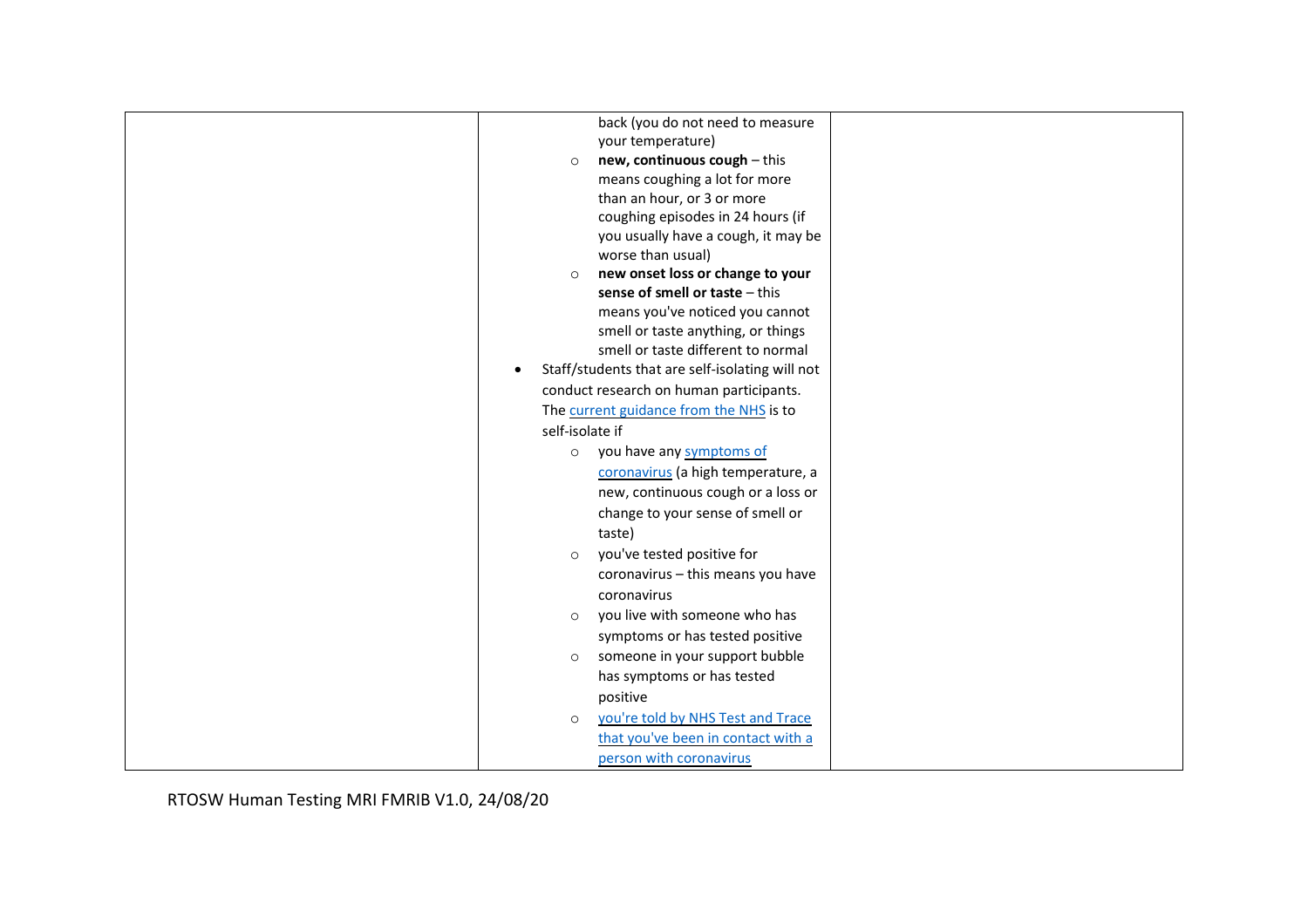| | | |
|---|---|---|
| | back (you do not need to measure your temperature)<br>◦ **new, continuous cough** – this means coughing a lot for more than an hour, or 3 or more coughing episodes in 24 hours (if you usually have a cough, it may be worse than usual)<br>◦ **new onset loss or change to your sense of smell or taste** – this means you've noticed you cannot smell or taste anything, or things smell or taste different to normal<br>• Staff/students that are self-isolating will not conduct research on human participants. The current guidance from the NHS is to self-isolate if<br>◦ you have any symptoms of coronavirus (a high temperature, a new, continuous cough or a loss or change to your sense of smell or taste)<br>◦ you've tested positive for coronavirus – this means you have coronavirus<br>◦ you live with someone who has symptoms or has tested positive<br>◦ someone in your support bubble has symptoms or has tested positive<br>◦ you're told by NHS Test and Trace that you've been in contact with a person with coronavirus | |

RTOSW Human Testing MRI FMRIB V1.0, 24/08/20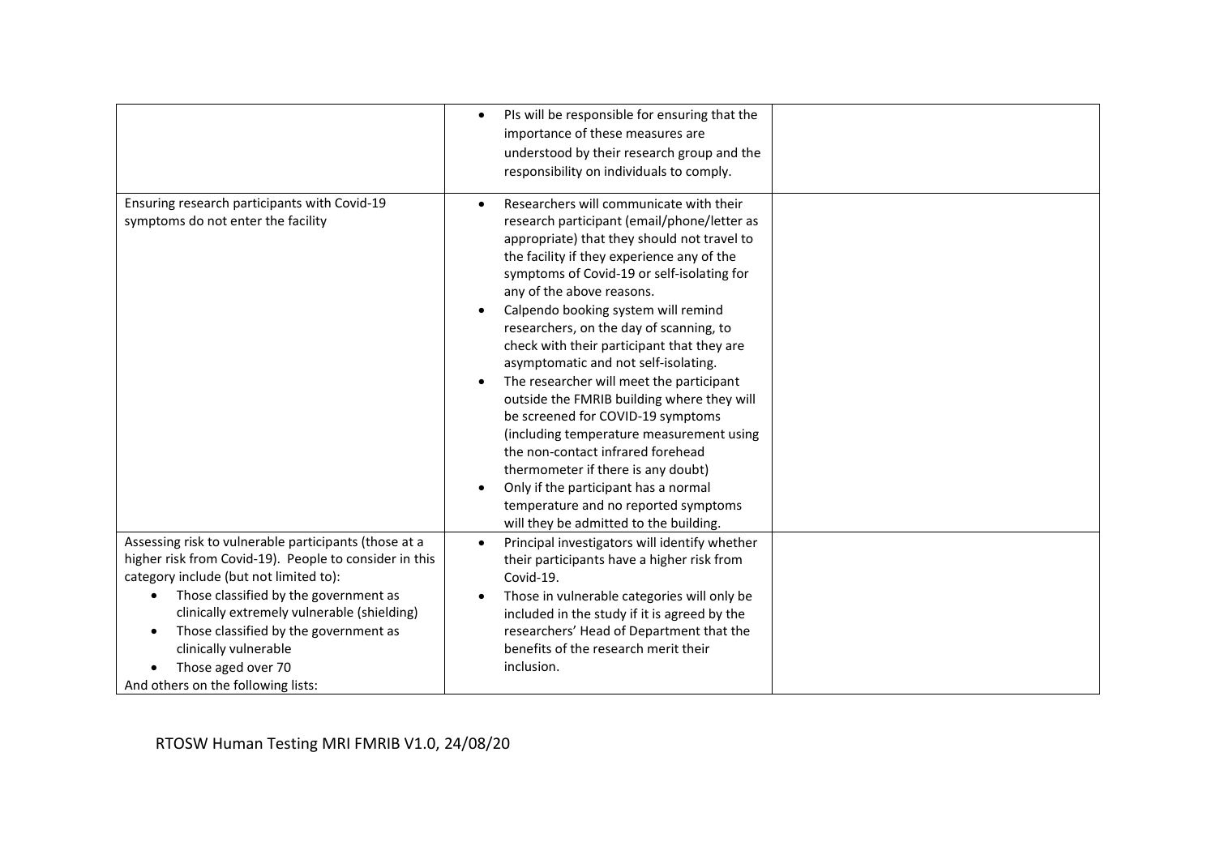| | | |
|---|---|---|
| | • PIs will be responsible for ensuring that the importance of these measures are understood by their research group and the responsibility on individuals to comply. | |
| Ensuring research participants with Covid-19 symptoms do not enter the facility | • Researchers will communicate with their research participant (email/phone/letter as appropriate) that they should not travel to the facility if they experience any of the symptoms of Covid-19 or self-isolating for any of the above reasons.<br>• Calpendo booking system will remind researchers, on the day of scanning, to check with their participant that they are asymptomatic and not self-isolating.<br>• The researcher will meet the participant outside the FMRIB building where they will be screened for COVID-19 symptoms (including temperature measurement using the non-contact infrared forehead thermometer if there is any doubt)<br>• Only if the participant has a normal temperature and no reported symptoms will they be admitted to the building. | |
| Assessing risk to vulnerable participants (those at a higher risk from Covid-19). People to consider in this category include (but not limited to):<br>• Those classified by the government as clinically extremely vulnerable (shielding)<br>• Those classified by the government as clinically vulnerable<br>• Those aged over 70<br>And others on the following lists: | • Principal investigators will identify whether their participants have a higher risk from Covid-19.<br>• Those in vulnerable categories will only be included in the study if it is agreed by the researchers' Head of Department that the benefits of the research merit their inclusion. | |

RTOSW Human Testing MRI FMRIB V1.0, 24/08/20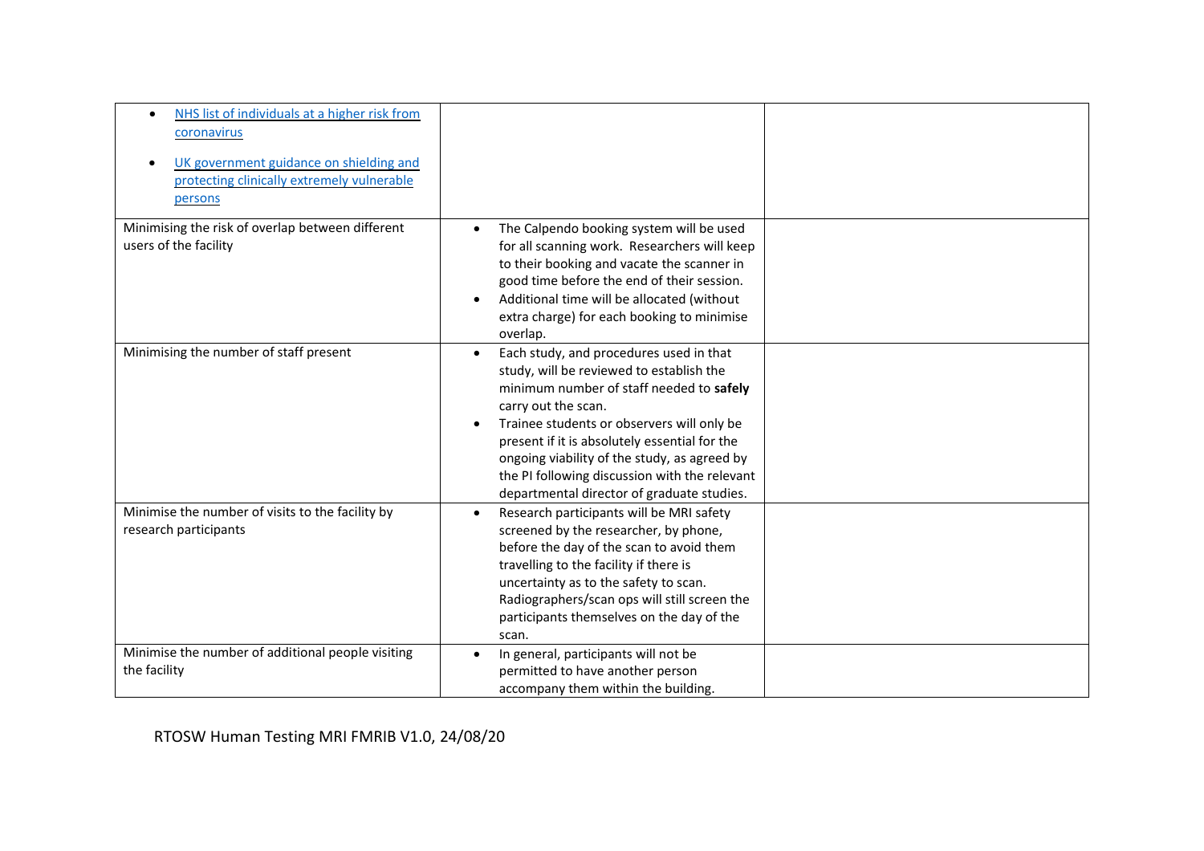| | | |
|---|---|---|
| • NHS list of individuals at a higher risk from coronavirus<br>• UK government guidance on shielding and protecting clinically extremely vulnerable persons | | |
| Minimising the risk of overlap between different users of the facility | • The Calpendo booking system will be used for all scanning work. Researchers will keep to their booking and vacate the scanner in good time before the end of their session.<br>• Additional time will be allocated (without extra charge) for each booking to minimise overlap. | |
| Minimising the number of staff present | • Each study, and procedures used in that study, will be reviewed to establish the minimum number of staff needed to **safely** carry out the scan.<br>• Trainee students or observers will only be present if it is absolutely essential for the ongoing viability of the study, as agreed by the PI following discussion with the relevant departmental director of graduate studies. | |
| Minimise the number of visits to the facility by research participants | • Research participants will be MRI safety screened by the researcher, by phone, before the day of the scan to avoid them travelling to the facility if there is uncertainty as to the safety to scan. Radiographers/scan ops will still screen the participants themselves on the day of the scan. | |
| Minimise the number of additional people visiting the facility | • In general, participants will not be permitted to have another person accompany them within the building. | |

RTOSW Human Testing MRI FMRIB V1.0, 24/08/20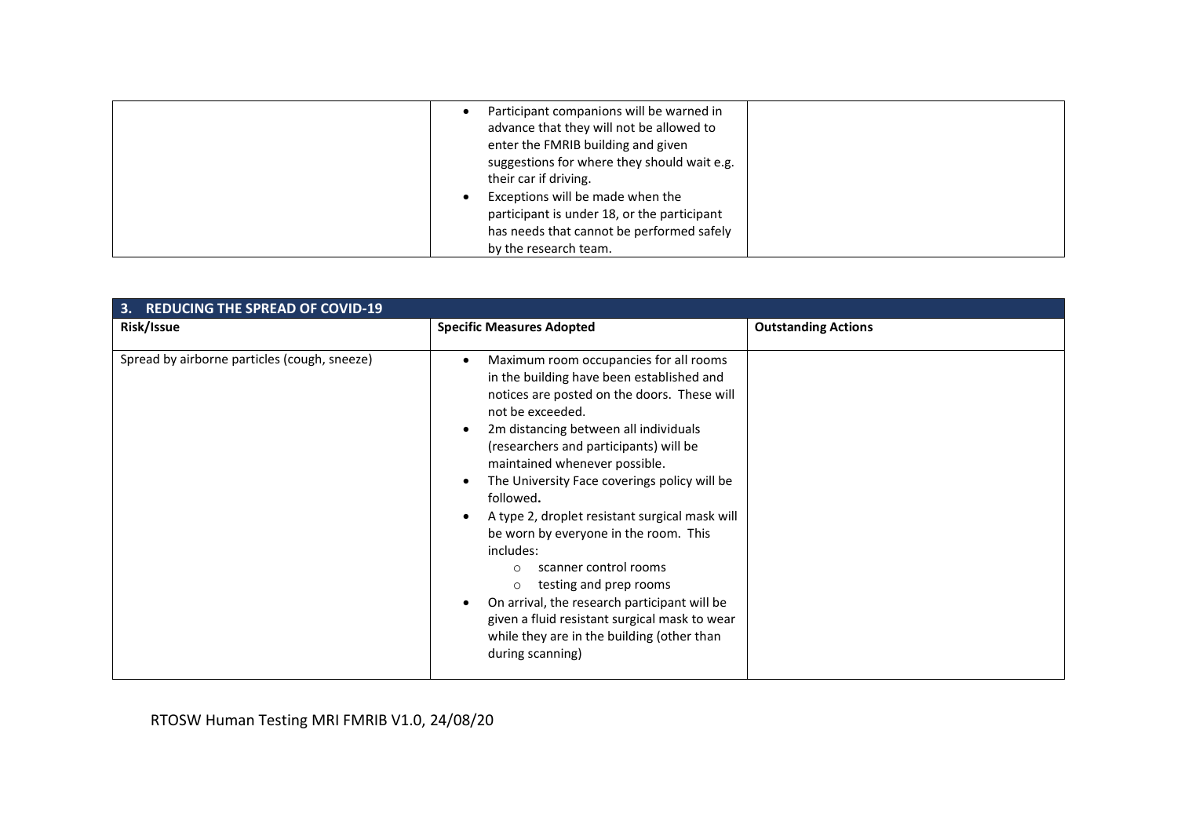| | | |
|---|---|---|
| | <ul><li>Participant companions will be warned in advance that they will not be allowed to enter the FMRIB building and given suggestions for where they should wait e.g. their car if driving.</li><li>Exceptions will be made when the participant is under 18, or the participant has needs that cannot be performed safely by the research team.</li></ul> | |

| **3. REDUCING THE SPREAD OF COVID-19** | | |
|---|---|---|
| **Risk/Issue** | **Specific Measures Adopted** | **Outstanding Actions** |
| Spread by airborne particles (cough, sneeze) | <ul><li>Maximum room occupancies for all rooms in the building have been established and notices are posted on the doors. These will not be exceeded.</li><li>2m distancing between all individuals (researchers and participants) will be maintained whenever possible.</li><li>The University Face coverings policy will be followed**.**</li><li>A type 2, droplet resistant surgical mask will be worn by everyone in the room. This includes:<ul><li>scanner control rooms</li><li>testing and prep rooms</li></ul></li><li>On arrival, the research participant will be given a fluid resistant surgical mask to wear while they are in the building (other than during scanning)</li></ul> | |

RTOSW Human Testing MRI FMRIB V1.0, 24/08/20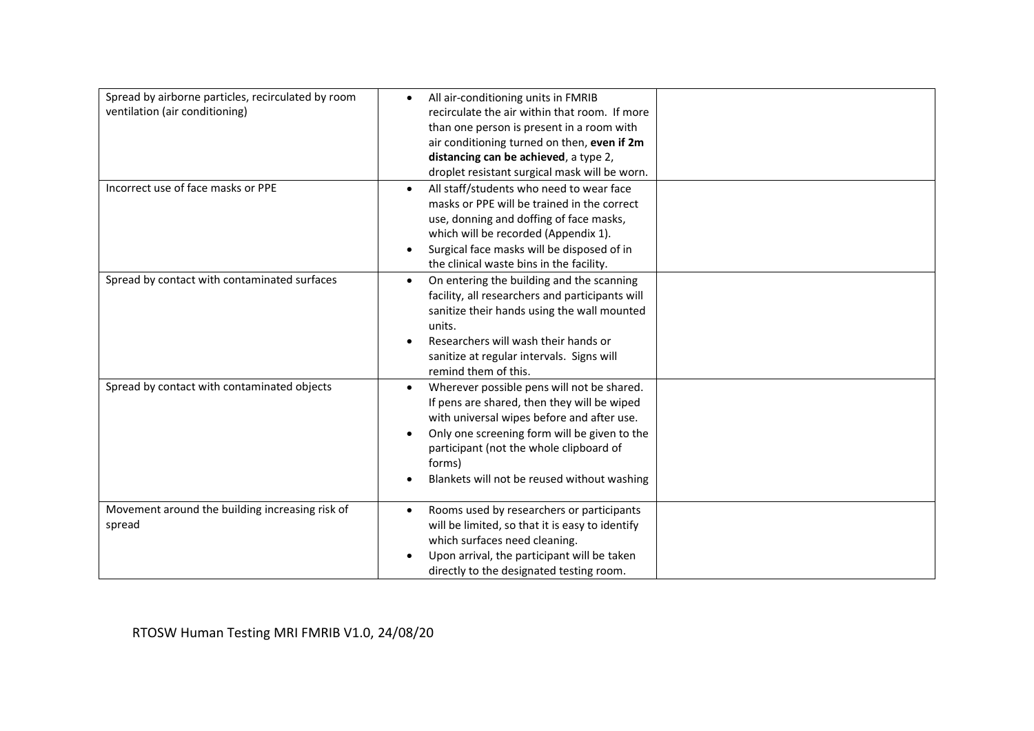| | | |
|---|---|---|
| Spread by airborne particles, recirculated by room ventilation (air conditioning) | • All air-conditioning units in FMRIB recirculate the air within that room. If more than one person is present in a room with air conditioning turned on then, **even if 2m distancing can be achieved**, a type 2, droplet resistant surgical mask will be worn. | |
| Incorrect use of face masks or PPE | • All staff/students who need to wear face masks or PPE will be trained in the correct use, donning and doffing of face masks, which will be recorded (Appendix 1).<br>• Surgical face masks will be disposed of in the clinical waste bins in the facility. | |
| Spread by contact with contaminated surfaces | • On entering the building and the scanning facility, all researchers and participants will sanitize their hands using the wall mounted units.<br>• Researchers will wash their hands or sanitize at regular intervals. Signs will remind them of this. | |
| Spread by contact with contaminated objects | • Wherever possible pens will not be shared. If pens are shared, then they will be wiped with universal wipes before and after use.<br>• Only one screening form will be given to the participant (not the whole clipboard of forms)<br>• Blankets will not be reused without washing | |
| Movement around the building increasing risk of spread | • Rooms used by researchers or participants will be limited, so that it is easy to identify which surfaces need cleaning.<br>• Upon arrival, the participant will be taken directly to the designated testing room. | |

RTOSW Human Testing MRI FMRIB V1.0, 24/08/20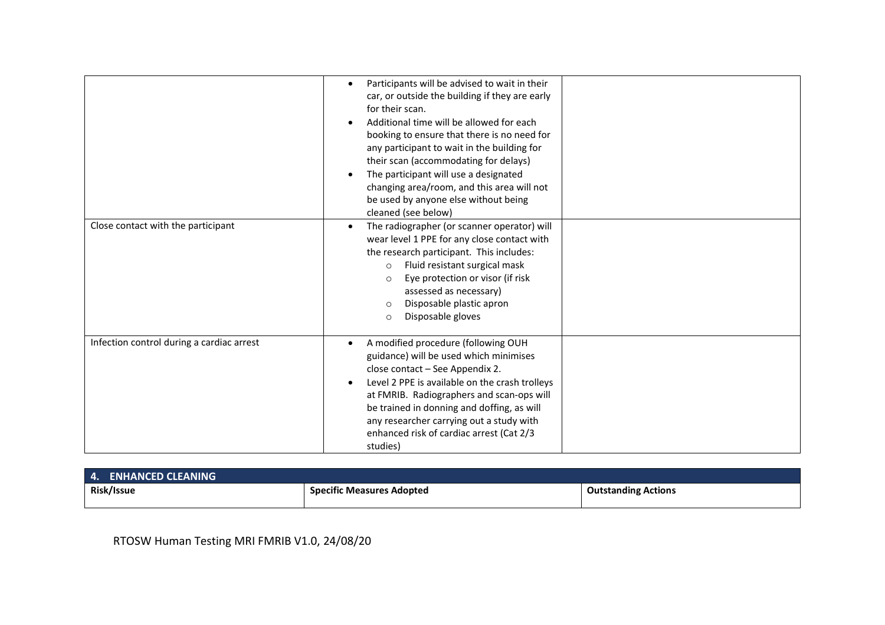| | | |
|---|---|---|
| | • Participants will be advised to wait in their car, or outside the building if they are early for their scan.<br>• Additional time will be allowed for each booking to ensure that there is no need for any participant to wait in the building for their scan (accommodating for delays)<br>• The participant will use a designated changing area/room, and this area will not be used by anyone else without being cleaned (see below) | |
| Close contact with the participant | • The radiographer (or scanner operator) will wear level 1 PPE for any close contact with the research participant. This includes:<br>  ○ Fluid resistant surgical mask<br>  ○ Eye protection or visor (if risk assessed as necessary)<br>  ○ Disposable plastic apron<br>  ○ Disposable gloves | |
| Infection control during a cardiac arrest | • A modified procedure (following OUH guidance) will be used which minimises close contact – See Appendix 2.<br>• Level 2 PPE is available on the crash trolleys at FMRIB. Radiographers and scan-ops will be trained in donning and doffing, as will any researcher carrying out a study with enhanced risk of cardiac arrest (Cat 2/3 studies) | |

| **4. ENHANCED CLEANING** | | |
|---|---|---|
| **Risk/Issue** | **Specific Measures Adopted** | **Outstanding Actions** |

RTOSW Human Testing MRI FMRIB V1.0, 24/08/20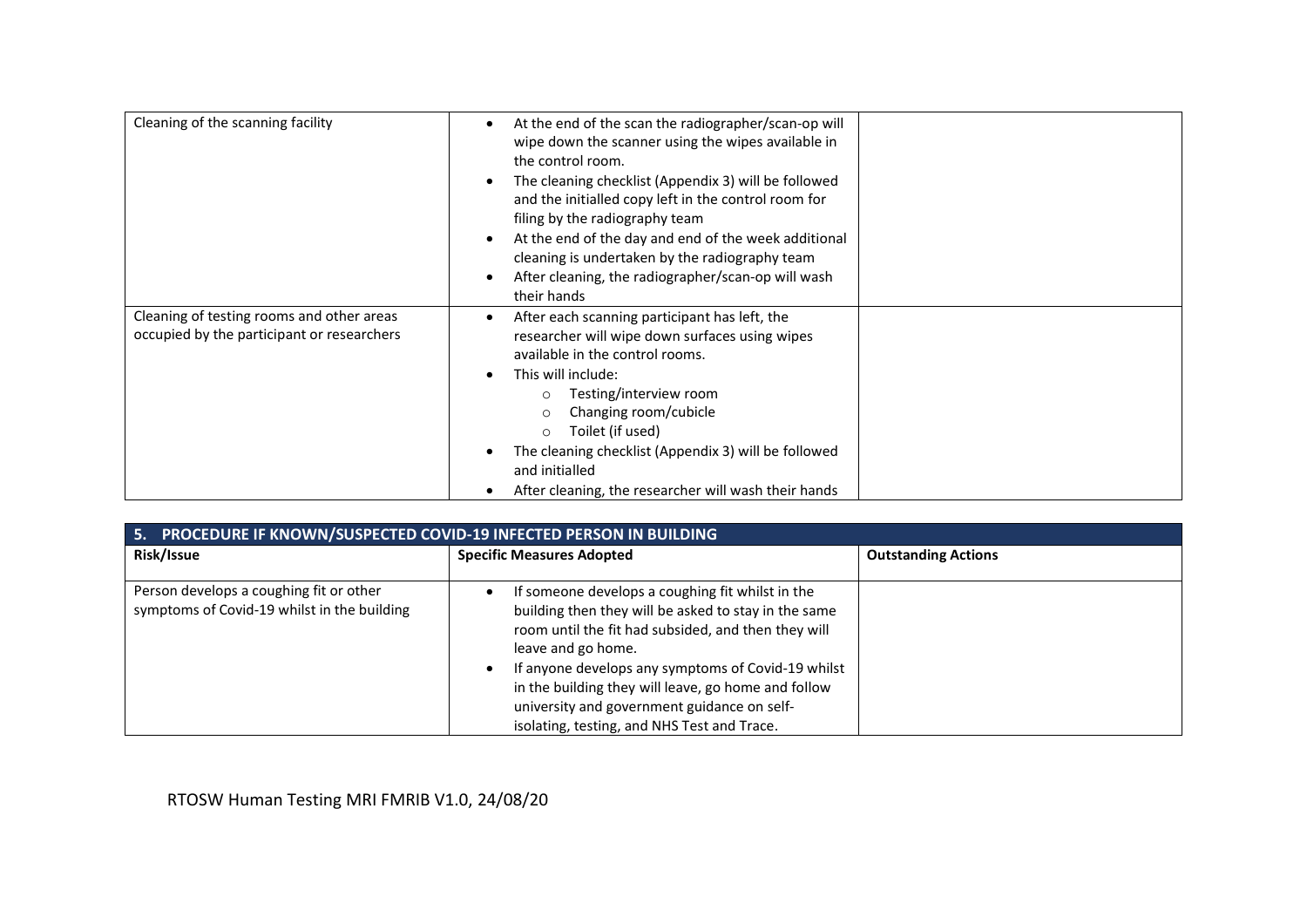| | | |
|---|---|---|
| Cleaning of the scanning facility | • At the end of the scan the radiographer/scan-op will wipe down the scanner using the wipes available in the control room.<br>• The cleaning checklist (Appendix 3) will be followed and the initialled copy left in the control room for filing by the radiography team<br>• At the end of the day and end of the week additional cleaning is undertaken by the radiography team<br>• After cleaning, the radiographer/scan-op will wash their hands | |
| Cleaning of testing rooms and other areas occupied by the participant or researchers | • After each scanning participant has left, the researcher will wipe down surfaces using wipes available in the control rooms.<br>• This will include:<br>&nbsp;&nbsp;&nbsp;&nbsp;○ Testing/interview room<br>&nbsp;&nbsp;&nbsp;&nbsp;○ Changing room/cubicle<br>&nbsp;&nbsp;&nbsp;&nbsp;○ Toilet (if used)<br>• The cleaning checklist (Appendix 3) will be followed and initialled<br>• After cleaning, the researcher will wash their hands | |

## 5. PROCEDURE IF KNOWN/SUSPECTED COVID-19 INFECTED PERSON IN BUILDING

| **Risk/Issue** | **Specific Measures Adopted** | **Outstanding Actions** |
|---|---|---|
| Person develops a coughing fit or other symptoms of Covid-19 whilst in the building | • If someone develops a coughing fit whilst in the building then they will be asked to stay in the same room until the fit had subsided, and then they will leave and go home.<br>• If anyone develops any symptoms of Covid-19 whilst in the building they will leave, go home and follow university and government guidance on self-isolating, testing, and NHS Test and Trace. | |

RTOSW Human Testing MRI FMRIB V1.0, 24/08/20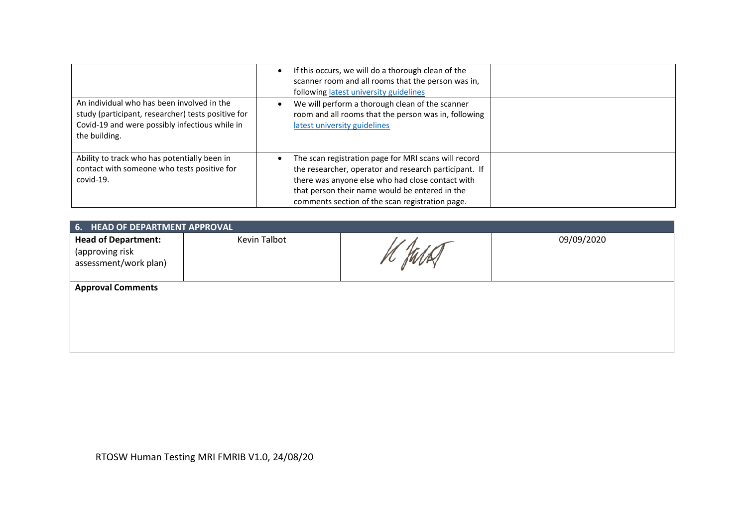| | | |
|---|---|---|
| | • If this occurs, we will do a thorough clean of the scanner room and all rooms that the person was in, following latest university guidelines | |
| An individual who has been involved in the study (participant, researcher) tests positive for Covid-19 and were possibly infectious while in the building. | • We will perform a thorough clean of the scanner room and all rooms that the person was in, following latest university guidelines | |
| Ability to track who has potentially been in contact with someone who tests positive for covid-19. | • The scan registration page for MRI scans will record the researcher, operator and research participant. If there was anyone else who had close contact with that person their name would be entered in the comments section of the scan registration page. | |

| **6. HEAD OF DEPARTMENT APPROVAL** | | | |
|---|---|---|---|
| **Head of Department:** (approving risk assessment/work plan) | Kevin Talbot | K Talbot | 09/09/2020 |
| **Approval Comments** | | | |

RTOSW Human Testing MRI FMRIB V1.0, 24/08/20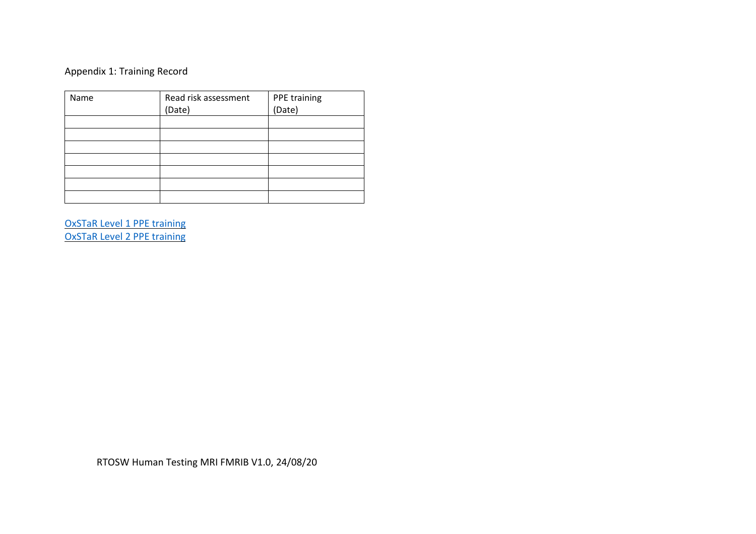Appendix 1: Training Record

| Name | Read risk assessment (Date) | PPE training (Date) |
|---|---|---|
| | | |
| | | |
| | | |
| | | |
| | | |
| | | |
| | | |

OxSTaR Level 1 PPE training
OxSTaR Level 2 PPE training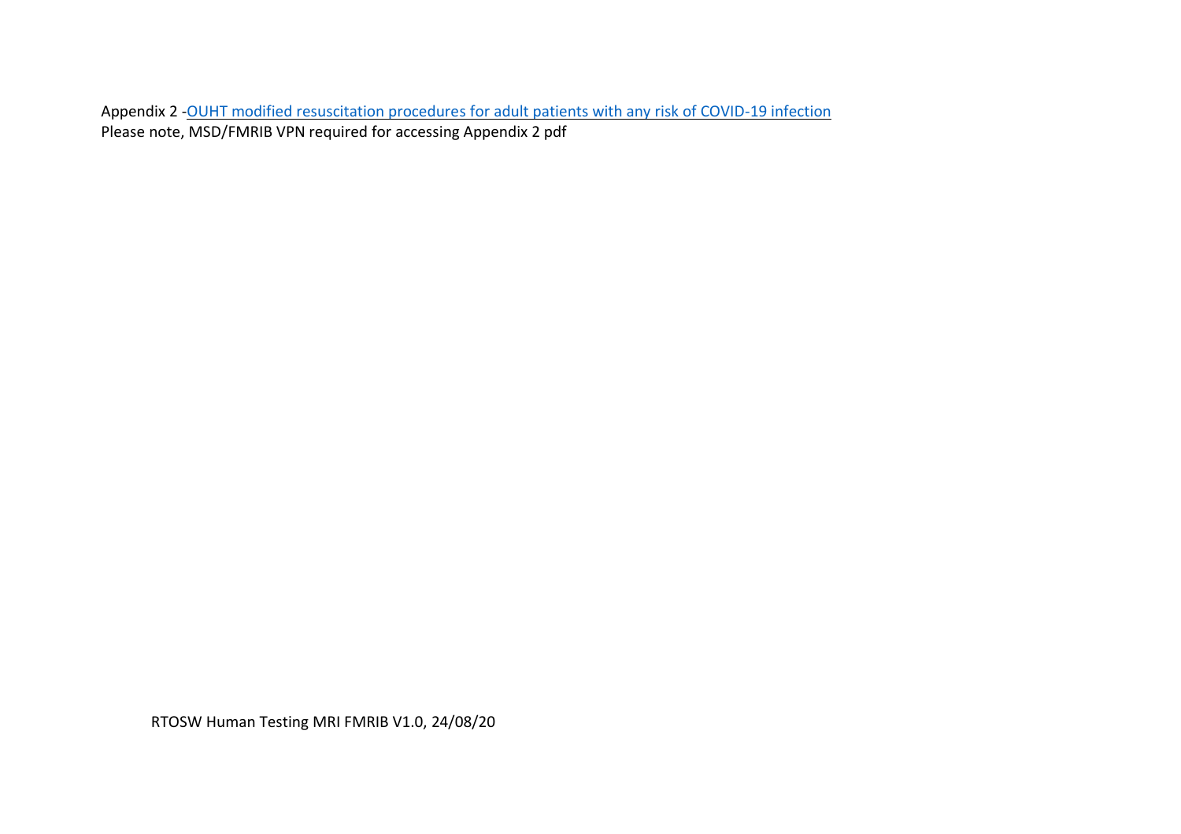Appendix 2 -OUHT modified resuscitation procedures for adult patients with any risk of COVID-19 infection
Please note, MSD/FMRIB VPN required for accessing Appendix 2 pdf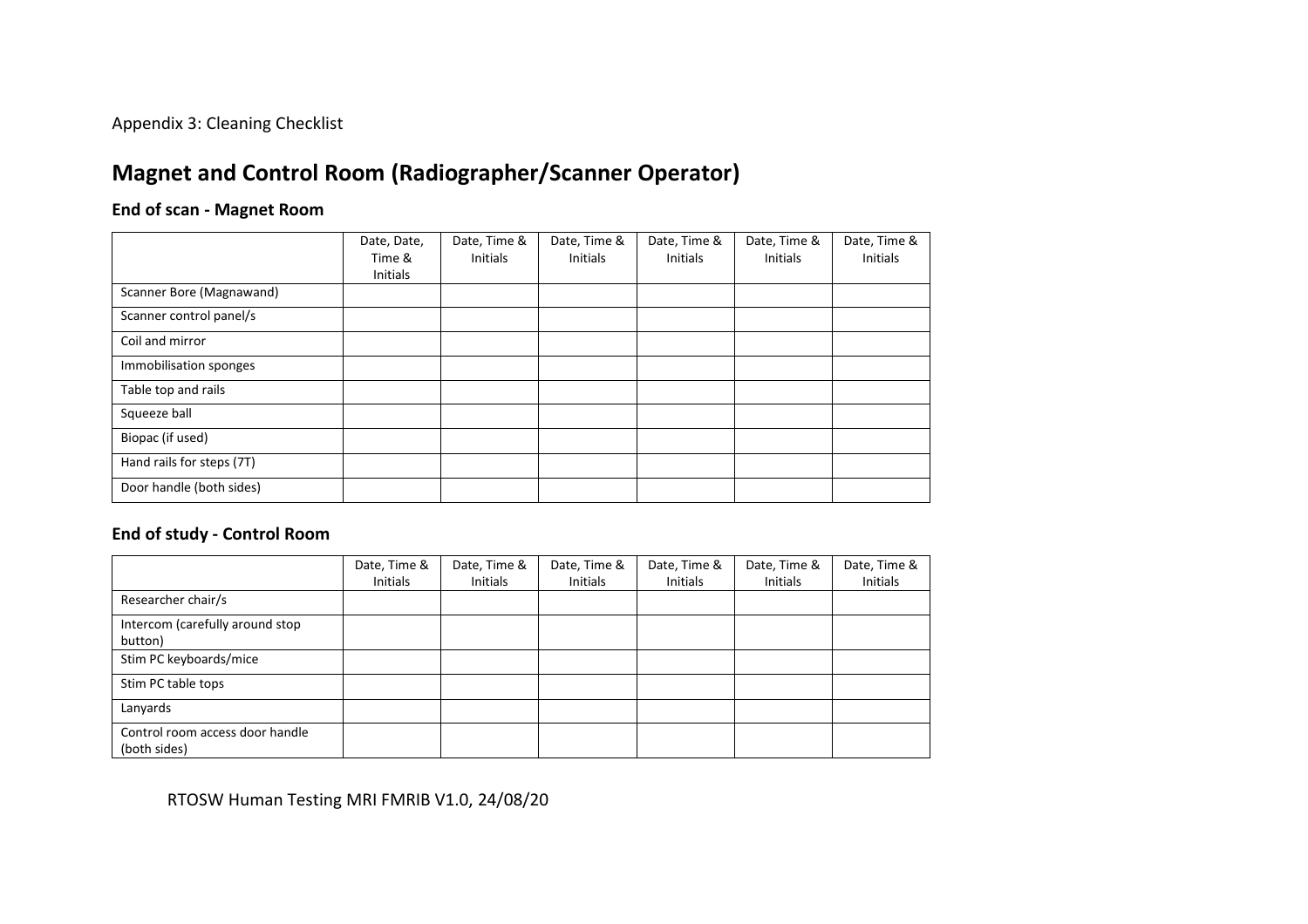Appendix 3: Cleaning Checklist

# Magnet and Control Room (Radiographer/Scanner Operator)

### End of scan - Magnet Room

| | Date, Date, Time & Initials | Date, Time & Initials | Date, Time & Initials | Date, Time & Initials | Date, Time & Initials | Date, Time & Initials |
|---|---|---|---|---|---|---|
| Scanner Bore (Magnawand) | | | | | | |
| Scanner control panel/s | | | | | | |
| Coil and mirror | | | | | | |
| Immobilisation sponges | | | | | | |
| Table top and rails | | | | | | |
| Squeeze ball | | | | | | |
| Biopac (if used) | | | | | | |
| Hand rails for steps (7T) | | | | | | |
| Door handle (both sides) | | | | | | |

### End of study - Control Room

| | Date, Time & Initials | Date, Time & Initials | Date, Time & Initials | Date, Time & Initials | Date, Time & Initials | Date, Time & Initials |
|---|---|---|---|---|---|---|
| Researcher chair/s | | | | | | |
| Intercom (carefully around stop button) | | | | | | |
| Stim PC keyboards/mice | | | | | | |
| Stim PC table tops | | | | | | |
| Lanyards | | | | | | |
| Control room access door handle (both sides) | | | | | | |

RTOSW Human Testing MRI FMRIB V1.0, 24/08/20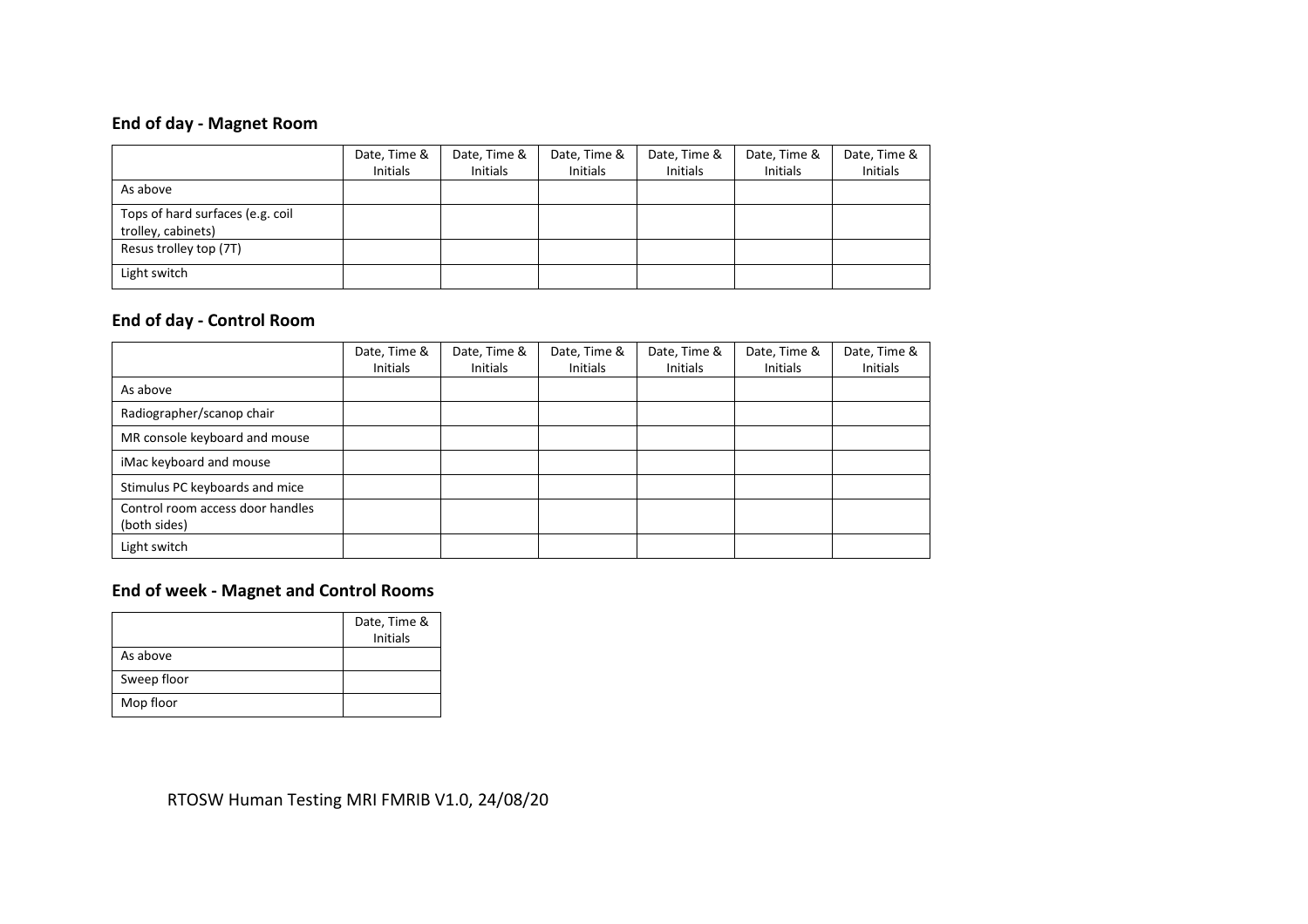## End of day - Magnet Room

| | Date, Time & Initials | Date, Time & Initials | Date, Time & Initials | Date, Time & Initials | Date, Time & Initials | Date, Time & Initials |
|---|---|---|---|---|---|---|
| As above | | | | | | |
| Tops of hard surfaces (e.g. coil trolley, cabinets) | | | | | | |
| Resus trolley top (7T) | | | | | | |
| Light switch | | | | | | |

## End of day - Control Room

| | Date, Time & Initials | Date, Time & Initials | Date, Time & Initials | Date, Time & Initials | Date, Time & Initials | Date, Time & Initials |
|---|---|---|---|---|---|---|
| As above | | | | | | |
| Radiographer/scanop chair | | | | | | |
| MR console keyboard and mouse | | | | | | |
| iMac keyboard and mouse | | | | | | |
| Stimulus PC keyboards and mice | | | | | | |
| Control room access door handles (both sides) | | | | | | |
| Light switch | | | | | | |

## End of week - Magnet and Control Rooms

| | Date, Time & Initials |
|---|---|
| As above | |
| Sweep floor | |
| Mop floor | |

RTOSW Human Testing MRI FMRIB V1.0, 24/08/20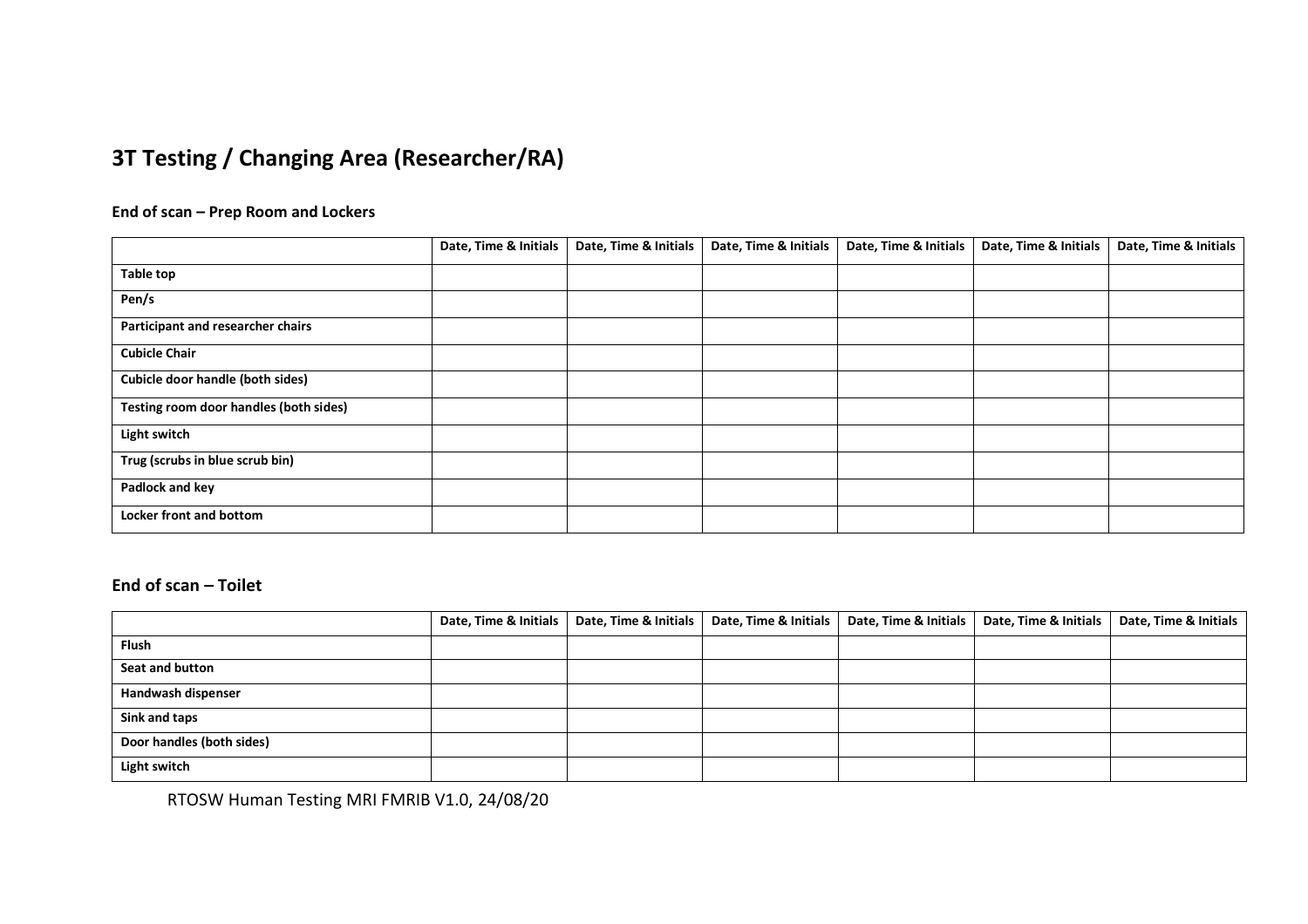## 3T Testing / Changing Area (Researcher/RA)

### End of scan – Prep Room and Lockers

| | Date, Time & Initials | Date, Time & Initials | Date, Time & Initials | Date, Time & Initials | Date, Time & Initials | Date, Time & Initials |
|---|---|---|---|---|---|---|
| **Table top** | | | | | | |
| **Pen/s** | | | | | | |
| **Participant and researcher chairs** | | | | | | |
| **Cubicle Chair** | | | | | | |
| **Cubicle door handle (both sides)** | | | | | | |
| **Testing room door handles (both sides)** | | | | | | |
| **Light switch** | | | | | | |
| **Trug (scrubs in blue scrub bin)** | | | | | | |
| **Padlock and key** | | | | | | |
| **Locker front and bottom** | | | | | | |

### End of scan – Toilet

| | Date, Time & Initials | Date, Time & Initials | Date, Time & Initials | Date, Time & Initials | Date, Time & Initials | Date, Time & Initials |
|---|---|---|---|---|---|---|
| **Flush** | | | | | | |
| **Seat and button** | | | | | | |
| **Handwash dispenser** | | | | | | |
| **Sink and taps** | | | | | | |
| **Door handles (both sides)** | | | | | | |
| **Light switch** | | | | | | |

RTOSW Human Testing MRI FMRIB V1.0, 24/08/20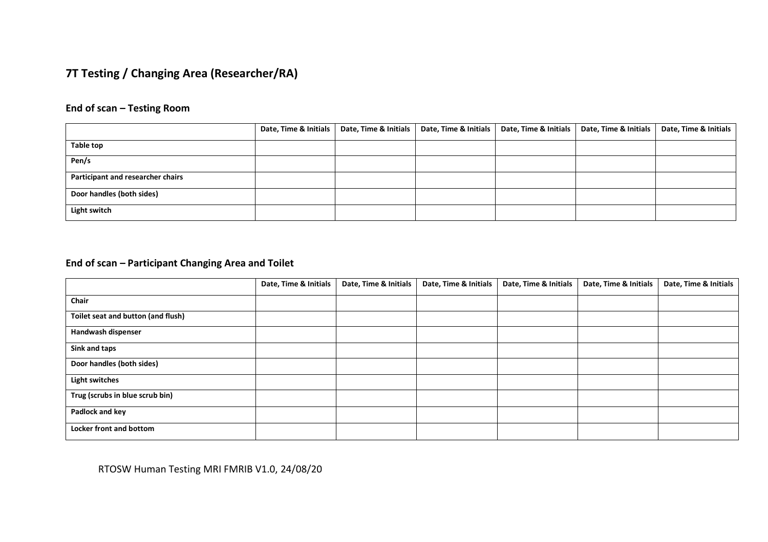# 7T Testing / Changing Area (Researcher/RA)

## End of scan – Testing Room

| | Date, Time & Initials | Date, Time & Initials | Date, Time & Initials | Date, Time & Initials | Date, Time & Initials | Date, Time & Initials |
|---|---|---|---|---|---|---|
| **Table top** | | | | | | |
| **Pen/s** | | | | | | |
| **Participant and researcher chairs** | | | | | | |
| **Door handles (both sides)** | | | | | | |
| **Light switch** | | | | | | |

## End of scan – Participant Changing Area and Toilet

| | Date, Time & Initials | Date, Time & Initials | Date, Time & Initials | Date, Time & Initials | Date, Time & Initials | Date, Time & Initials |
|---|---|---|---|---|---|---|
| **Chair** | | | | | | |
| **Toilet seat and button (and flush)** | | | | | | |
| **Handwash dispenser** | | | | | | |
| **Sink and taps** | | | | | | |
| **Door handles (both sides)** | | | | | | |
| **Light switches** | | | | | | |
| **Trug (scrubs in blue scrub bin)** | | | | | | |
| **Padlock and key** | | | | | | |
| **Locker front and bottom** | | | | | | |